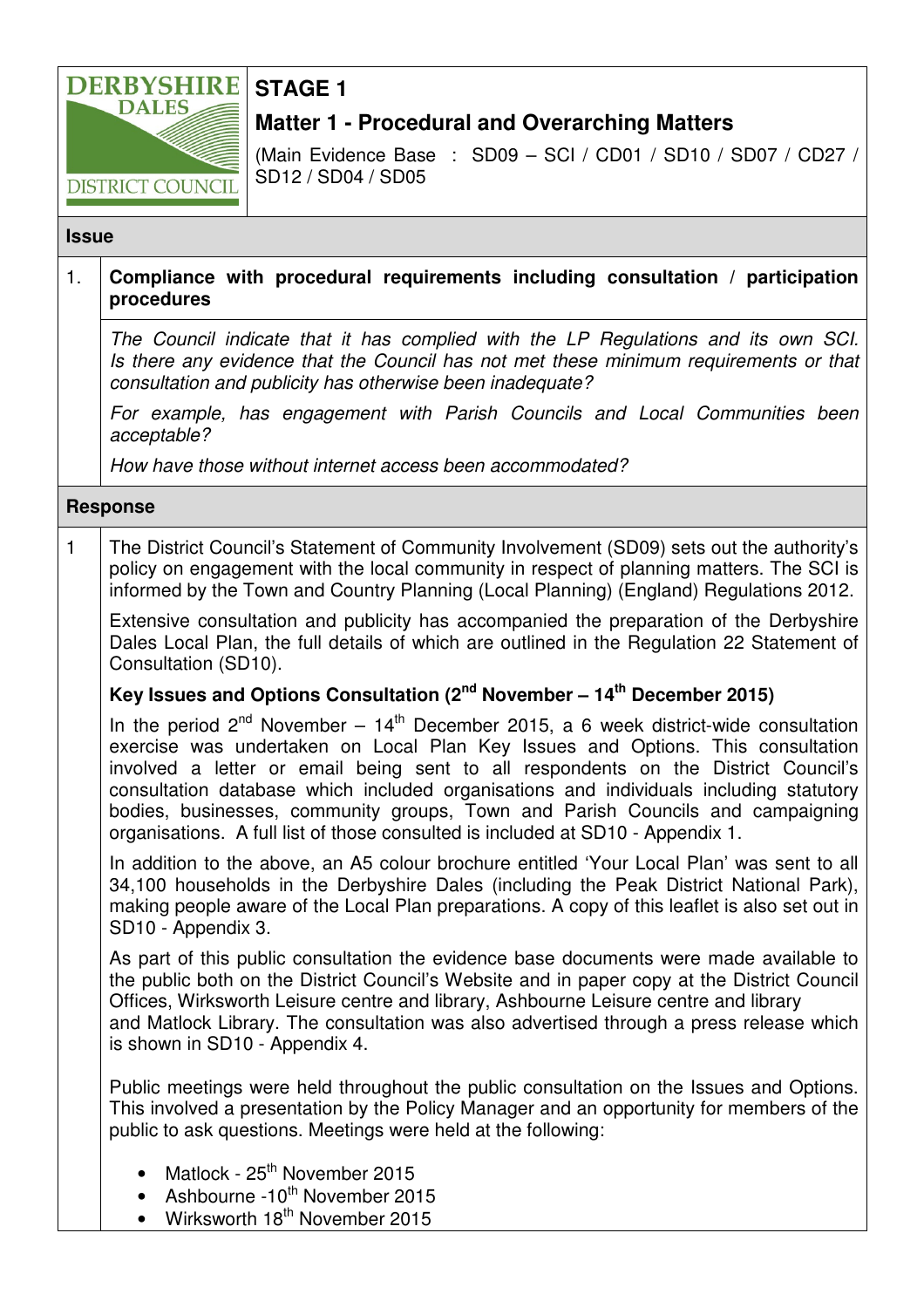DERBYSHIRE DALES DISTRICT COUNCIL

# STAGE 1

## Matter 1 - Procedural and Overarching Matters

(Main Evidence Base : SD09 – SCI / CD01 / SD10 / SD07 / CD27 / SD12 / SD04 / SD05

### Issue

1. **Compliance with procedural requirements including consultation / participation procedures**

*The Council indicate that it has complied with the LP Regulations and its own SCI. Is there any evidence that the Council has not met these minimum requirements or that consultation and publicity has otherwise been inadequate?*

*For example, has engagement with Parish Councils and Local Communities been acceptable?*

*How have those without internet access been accommodated?*

### Response

1 The District Council's Statement of Community Involvement (SD09) sets out the authority's policy on engagement with the local community in respect of planning matters. The SCI is informed by the Town and Country Planning (Local Planning) (England) Regulations 2012.

Extensive consultation and publicity has accompanied the preparation of the Derbyshire Dales Local Plan, the full details of which are outlined in the Regulation 22 Statement of Consultation (SD10).

**Key Issues and Options Consultation (2nd November – 14th December 2015)**

In the period 2nd November – 14th December 2015, a 6 week district-wide consultation exercise was undertaken on Local Plan Key Issues and Options. This consultation involved a letter or email being sent to all respondents on the District Council's consultation database which included organisations and individuals including statutory bodies, businesses, community groups, Town and Parish Councils and campaigning organisations. A full list of those consulted is included at SD10 - Appendix 1.

In addition to the above, an A5 colour brochure entitled 'Your Local Plan' was sent to all 34,100 households in the Derbyshire Dales (including the Peak District National Park), making people aware of the Local Plan preparations. A copy of this leaflet is also set out in SD10 - Appendix 3.

As part of this public consultation the evidence base documents were made available to the public both on the District Council's Website and in paper copy at the District Council Offices, Wirksworth Leisure centre and library, Ashbourne Leisure centre and library and Matlock Library. The consultation was also advertised through a press release which is shown in SD10 - Appendix 4.

Public meetings were held throughout the public consultation on the Issues and Options. This involved a presentation by the Policy Manager and an opportunity for members of the public to ask questions. Meetings were held at the following:

- Matlock - 25th November 2015
- Ashbourne -10th November 2015
- Wirksworth 18th November 2015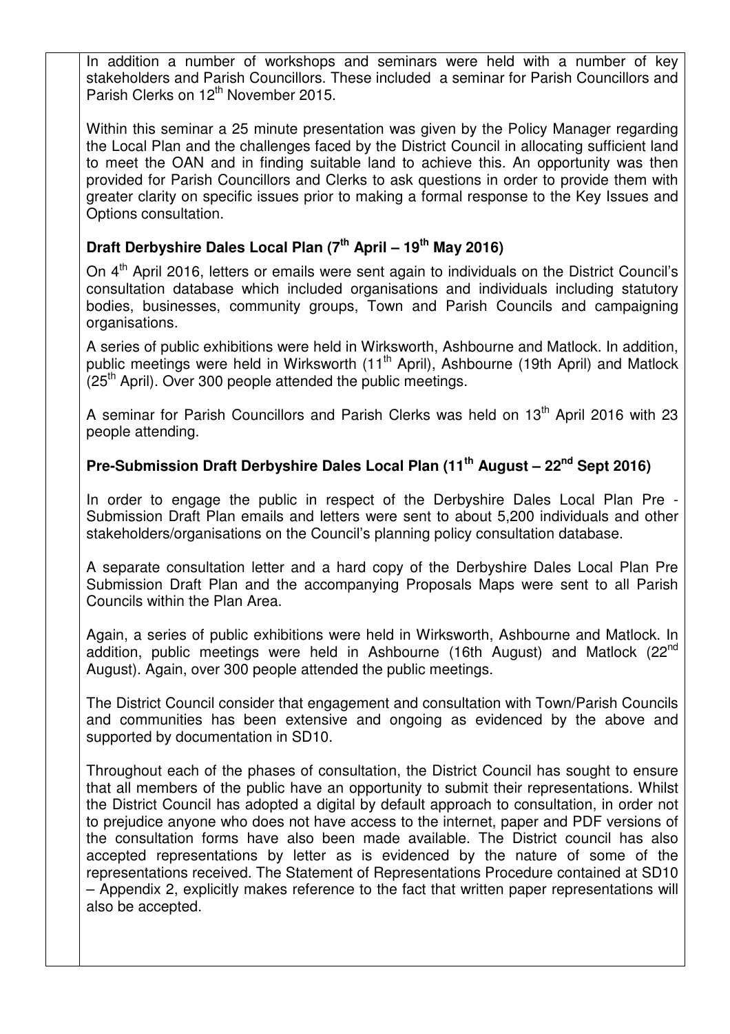In addition a number of workshops and seminars were held with a number of key stakeholders and Parish Councillors. These included a seminar for Parish Councillors and Parish Clerks on 12th November 2015.

Within this seminar a 25 minute presentation was given by the Policy Manager regarding the Local Plan and the challenges faced by the District Council in allocating sufficient land to meet the OAN and in finding suitable land to achieve this. An opportunity was then provided for Parish Councillors and Clerks to ask questions in order to provide them with greater clarity on specific issues prior to making a formal response to the Key Issues and Options consultation.

**Draft Derbyshire Dales Local Plan (7th April – 19th May 2016)**

On 4th April 2016, letters or emails were sent again to individuals on the District Council's consultation database which included organisations and individuals including statutory bodies, businesses, community groups, Town and Parish Councils and campaigning organisations.

A series of public exhibitions were held in Wirksworth, Ashbourne and Matlock. In addition, public meetings were held in Wirksworth (11th April), Ashbourne (19th April) and Matlock (25th April). Over 300 people attended the public meetings.

A seminar for Parish Councillors and Parish Clerks was held on 13th April 2016 with 23 people attending.

**Pre-Submission Draft Derbyshire Dales Local Plan (11th August – 22nd Sept 2016)**

In order to engage the public in respect of the Derbyshire Dales Local Plan Pre - Submission Draft Plan emails and letters were sent to about 5,200 individuals and other stakeholders/organisations on the Council's planning policy consultation database.

A separate consultation letter and a hard copy of the Derbyshire Dales Local Plan Pre Submission Draft Plan and the accompanying Proposals Maps were sent to all Parish Councils within the Plan Area.

Again, a series of public exhibitions were held in Wirksworth, Ashbourne and Matlock. In addition, public meetings were held in Ashbourne (16th August) and Matlock (22nd August). Again, over 300 people attended the public meetings.

The District Council consider that engagement and consultation with Town/Parish Councils and communities has been extensive and ongoing as evidenced by the above and supported by documentation in SD10.

Throughout each of the phases of consultation, the District Council has sought to ensure that all members of the public have an opportunity to submit their representations. Whilst the District Council has adopted a digital by default approach to consultation, in order not to prejudice anyone who does not have access to the internet, paper and PDF versions of the consultation forms have also been made available. The District council has also accepted representations by letter as is evidenced by the nature of some of the representations received. The Statement of Representations Procedure contained at SD10 – Appendix 2, explicitly makes reference to the fact that written paper representations will also be accepted.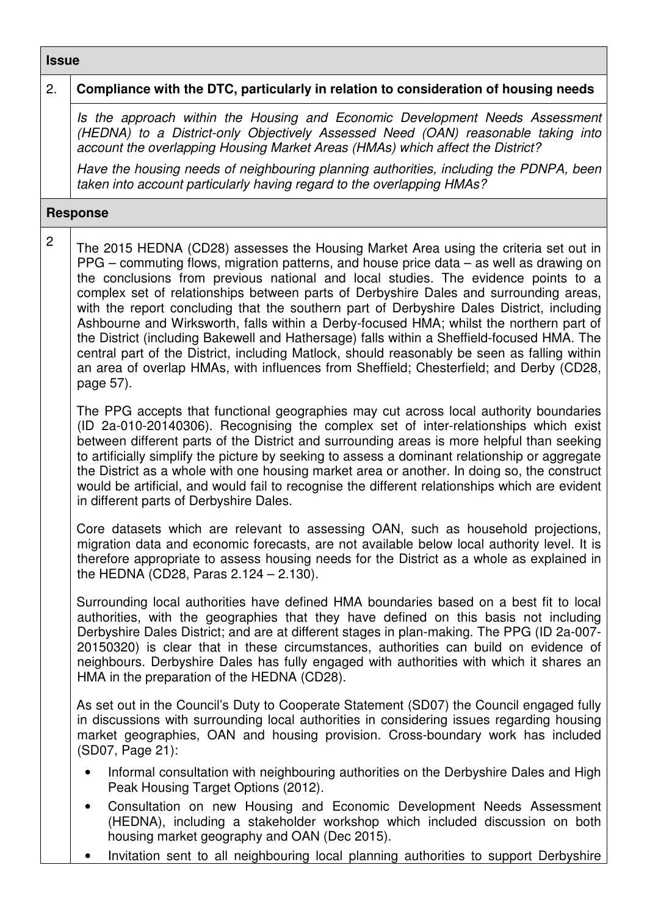| Issue | |
|---|---|
| 2. | **Compliance with the DTC, particularly in relation to consideration of housing needs** |
| | *Is the approach within the Housing and Economic Development Needs Assessment (HEDNA) to a District-only Objectively Assessed Need (OAN) reasonable taking into account the overlapping Housing Market Areas (HMAs) which affect the District?*<br><br>*Have the housing needs of neighbouring planning authorities, including the PDNPA, been taken into account particularly having regard to the overlapping HMAs?* |
| **Response** | |
| 2 | The 2015 HEDNA (CD28) assesses the Housing Market Area using the criteria set out in PPG – commuting flows, migration patterns, and house price data – as well as drawing on the conclusions from previous national and local studies. The evidence points to a complex set of relationships between parts of Derbyshire Dales and surrounding areas, with the report concluding that the southern part of Derbyshire Dales District, including Ashbourne and Wirksworth, falls within a Derby-focused HMA; whilst the northern part of the District (including Bakewell and Hathersage) falls within a Sheffield-focused HMA. The central part of the District, including Matlock, should reasonably be seen as falling within an area of overlap HMAs, with influences from Sheffield; Chesterfield; and Derby (CD28, page 57).<br><br>The PPG accepts that functional geographies may cut across local authority boundaries (ID 2a-010-20140306). Recognising the complex set of inter-relationships which exist between different parts of the District and surrounding areas is more helpful than seeking to artificially simplify the picture by seeking to assess a dominant relationship or aggregate the District as a whole with one housing market area or another. In doing so, the construct would be artificial, and would fail to recognise the different relationships which are evident in different parts of Derbyshire Dales.<br><br>Core datasets which are relevant to assessing OAN, such as household projections, migration data and economic forecasts, are not available below local authority level. It is therefore appropriate to assess housing needs for the District as a whole as explained in the HEDNA (CD28, Paras 2.124 – 2.130).<br><br>Surrounding local authorities have defined HMA boundaries based on a best fit to local authorities, with the geographies that they have defined on this basis not including Derbyshire Dales District; and are at different stages in plan-making. The PPG (ID 2a-007-20150320) is clear that in these circumstances, authorities can build on evidence of neighbours. Derbyshire Dales has fully engaged with authorities with which it shares an HMA in the preparation of the HEDNA (CD28).<br><br>As set out in the Council's Duty to Cooperate Statement (SD07) the Council engaged fully in discussions with surrounding local authorities in considering issues regarding housing market geographies, OAN and housing provision. Cross-boundary work has included (SD07, Page 21):<br><br>• Informal consultation with neighbouring authorities on the Derbyshire Dales and High Peak Housing Target Options (2012).<br>• Consultation on new Housing and Economic Development Needs Assessment (HEDNA), including a stakeholder workshop which included discussion on both housing market geography and OAN (Dec 2015).<br>• Invitation sent to all neighbouring local planning authorities to support Derbyshire |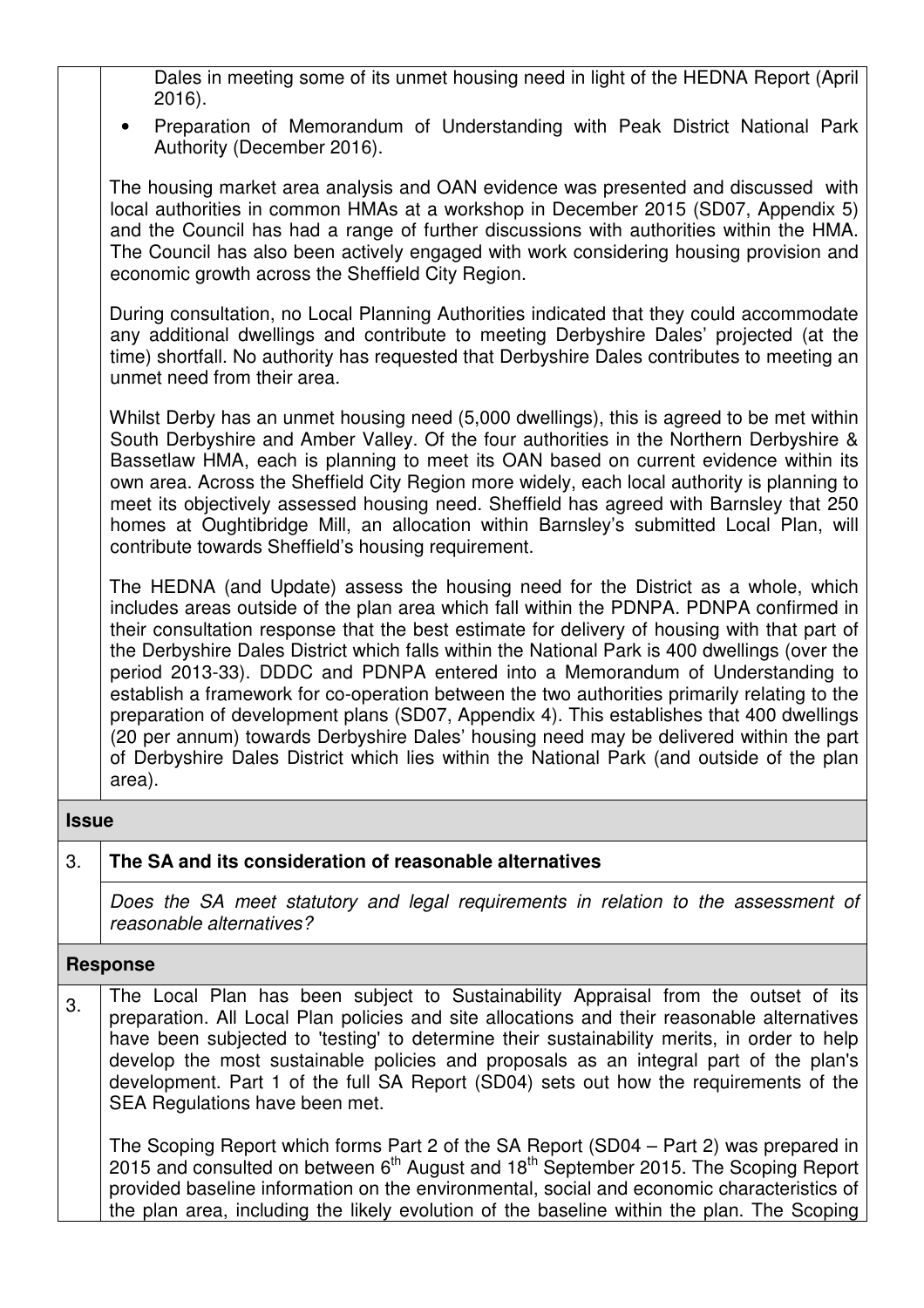Dales in meeting some of its unmet housing need in light of the HEDNA Report (April 2016).

- Preparation of Memorandum of Understanding with Peak District National Park Authority (December 2016).

The housing market area analysis and OAN evidence was presented and discussed with local authorities in common HMAs at a workshop in December 2015 (SD07, Appendix 5) and the Council has had a range of further discussions with authorities within the HMA. The Council has also been actively engaged with work considering housing provision and economic growth across the Sheffield City Region.

During consultation, no Local Planning Authorities indicated that they could accommodate any additional dwellings and contribute to meeting Derbyshire Dales' projected (at the time) shortfall. No authority has requested that Derbyshire Dales contributes to meeting an unmet need from their area.

Whilst Derby has an unmet housing need (5,000 dwellings), this is agreed to be met within South Derbyshire and Amber Valley. Of the four authorities in the Northern Derbyshire & Bassetlaw HMA, each is planning to meet its OAN based on current evidence within its own area. Across the Sheffield City Region more widely, each local authority is planning to meet its objectively assessed housing need. Sheffield has agreed with Barnsley that 250 homes at Oughtibridge Mill, an allocation within Barnsley's submitted Local Plan, will contribute towards Sheffield's housing requirement.

The HEDNA (and Update) assess the housing need for the District as a whole, which includes areas outside of the plan area which fall within the PDNPA. PDNPA confirmed in their consultation response that the best estimate for delivery of housing with that part of the Derbyshire Dales District which falls within the National Park is 400 dwellings (over the period 2013-33). DDDC and PDNPA entered into a Memorandum of Understanding to establish a framework for co-operation between the two authorities primarily relating to the preparation of development plans (SD07, Appendix 4). This establishes that 400 dwellings (20 per annum) towards Derbyshire Dales' housing need may be delivered within the part of Derbyshire Dales District which lies within the National Park (and outside of the plan area).

**Issue**

**3. The SA and its consideration of reasonable alternatives**

*Does the SA meet statutory and legal requirements in relation to the assessment of reasonable alternatives?*

**Response**

3. The Local Plan has been subject to Sustainability Appraisal from the outset of its preparation. All Local Plan policies and site allocations and their reasonable alternatives have been subjected to 'testing' to determine their sustainability merits, in order to help develop the most sustainable policies and proposals as an integral part of the plan's development. Part 1 of the full SA Report (SD04) sets out how the requirements of the SEA Regulations have been met.

The Scoping Report which forms Part 2 of the SA Report (SD04 – Part 2) was prepared in 2015 and consulted on between 6th August and 18th September 2015. The Scoping Report provided baseline information on the environmental, social and economic characteristics of the plan area, including the likely evolution of the baseline within the plan. The Scoping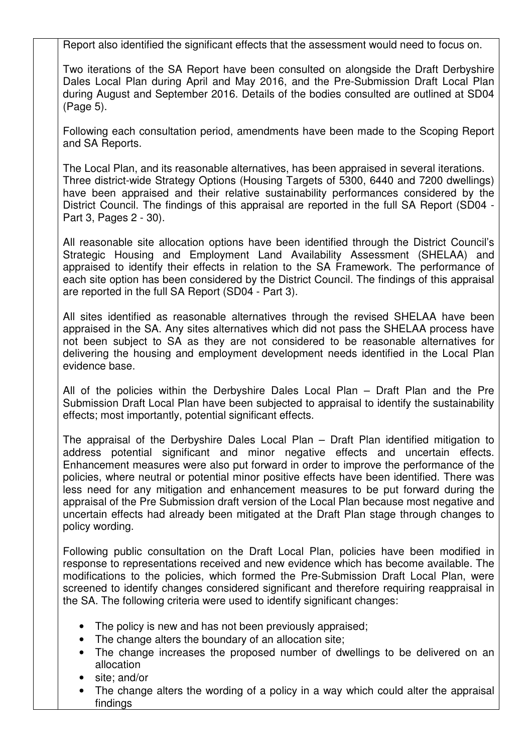Report also identified the significant effects that the assessment would need to focus on.

Two iterations of the SA Report have been consulted on alongside the Draft Derbyshire Dales Local Plan during April and May 2016, and the Pre-Submission Draft Local Plan during August and September 2016. Details of the bodies consulted are outlined at SD04 (Page 5).

Following each consultation period, amendments have been made to the Scoping Report and SA Reports.

The Local Plan, and its reasonable alternatives, has been appraised in several iterations. Three district-wide Strategy Options (Housing Targets of 5300, 6440 and 7200 dwellings) have been appraised and their relative sustainability performances considered by the District Council. The findings of this appraisal are reported in the full SA Report (SD04 - Part 3, Pages 2 - 30).

All reasonable site allocation options have been identified through the District Council's Strategic Housing and Employment Land Availability Assessment (SHELAA) and appraised to identify their effects in relation to the SA Framework. The performance of each site option has been considered by the District Council. The findings of this appraisal are reported in the full SA Report (SD04 - Part 3).

All sites identified as reasonable alternatives through the revised SHELAA have been appraised in the SA. Any sites alternatives which did not pass the SHELAA process have not been subject to SA as they are not considered to be reasonable alternatives for delivering the housing and employment development needs identified in the Local Plan evidence base.

All of the policies within the Derbyshire Dales Local Plan – Draft Plan and the Pre Submission Draft Local Plan have been subjected to appraisal to identify the sustainability effects; most importantly, potential significant effects.

The appraisal of the Derbyshire Dales Local Plan – Draft Plan identified mitigation to address potential significant and minor negative effects and uncertain effects. Enhancement measures were also put forward in order to improve the performance of the policies, where neutral or potential minor positive effects have been identified. There was less need for any mitigation and enhancement measures to be put forward during the appraisal of the Pre Submission draft version of the Local Plan because most negative and uncertain effects had already been mitigated at the Draft Plan stage through changes to policy wording.

Following public consultation on the Draft Local Plan, policies have been modified in response to representations received and new evidence which has become available. The modifications to the policies, which formed the Pre-Submission Draft Local Plan, were screened to identify changes considered significant and therefore requiring reappraisal in the SA. The following criteria were used to identify significant changes:

- The policy is new and has not been previously appraised;
- The change alters the boundary of an allocation site;
- The change increases the proposed number of dwellings to be delivered on an allocation
- site; and/or
- The change alters the wording of a policy in a way which could alter the appraisal findings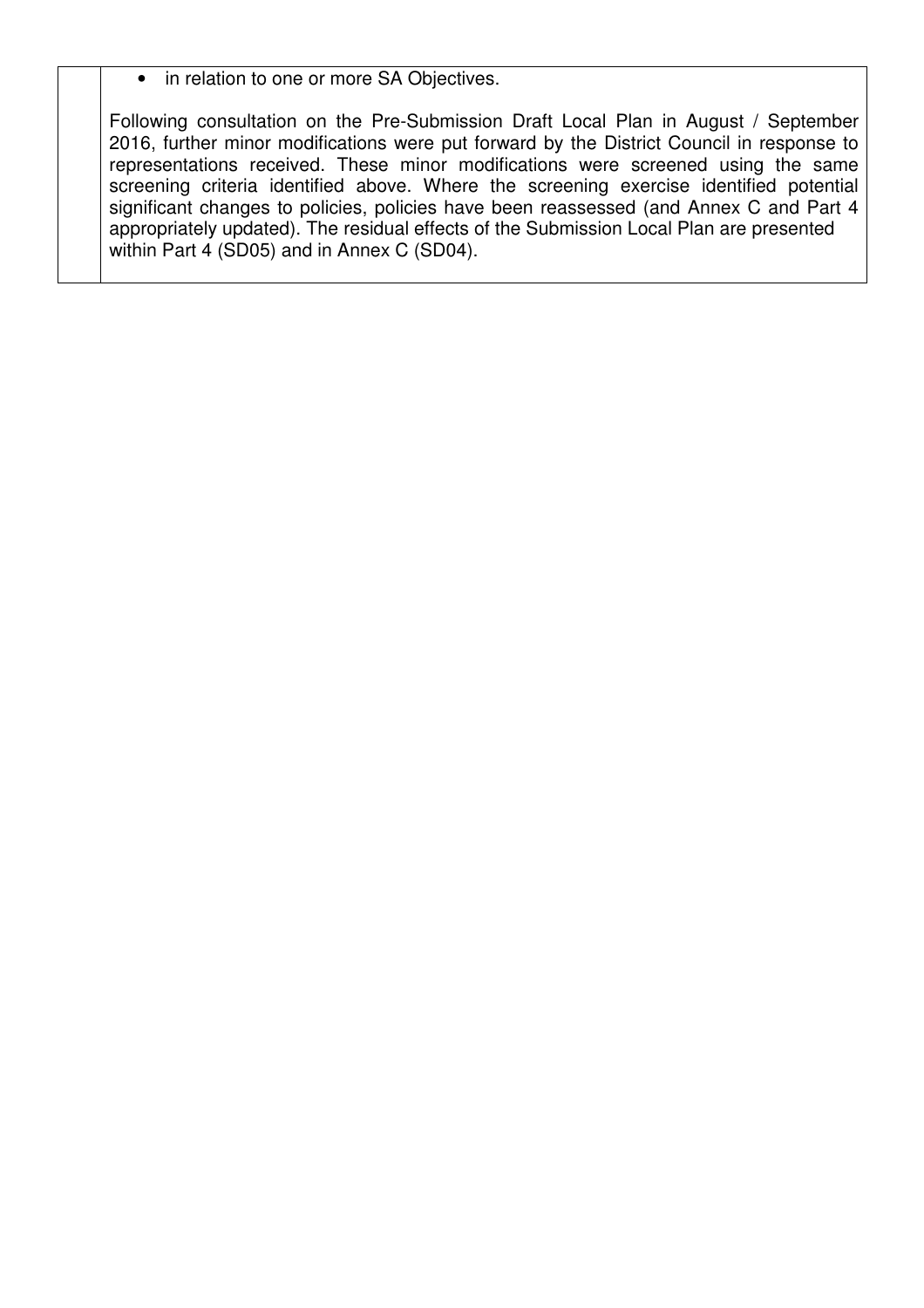- in relation to one or more SA Objectives.

Following consultation on the Pre-Submission Draft Local Plan in August / September 2016, further minor modifications were put forward by the District Council in response to representations received. These minor modifications were screened using the same screening criteria identified above. Where the screening exercise identified potential significant changes to policies, policies have been reassessed (and Annex C and Part 4 appropriately updated). The residual effects of the Submission Local Plan are presented within Part 4 (SD05) and in Annex C (SD04).